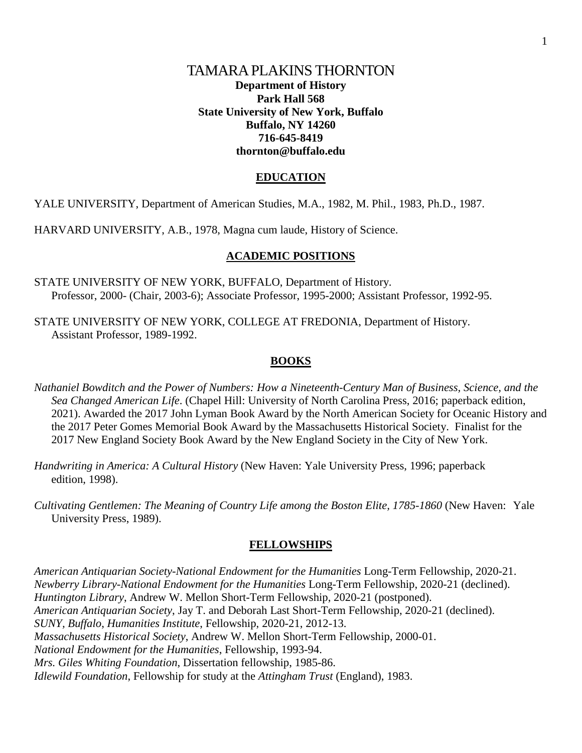# TAMARA PLAKINS THORNTON

**Department of History**
**Park Hall 568**
**State University of New York, Buffalo**
**Buffalo, NY 14260**
**716-645-8419**
**thornton@buffalo.edu**

## EDUCATION

YALE UNIVERSITY, Department of American Studies, M.A., 1982, M. Phil., 1983, Ph.D., 1987.

HARVARD UNIVERSITY, A.B., 1978, Magna cum laude, History of Science.

## ACADEMIC POSITIONS

STATE UNIVERSITY OF NEW YORK, BUFFALO, Department of History.
Professor, 2000- (Chair, 2003-6); Associate Professor, 1995-2000; Assistant Professor, 1992-95.

STATE UNIVERSITY OF NEW YORK, COLLEGE AT FREDONIA, Department of History.
Assistant Professor, 1989-1992.

## BOOKS

*Nathaniel Bowditch and the Power of Numbers: How a Nineteenth-Century Man of Business, Science, and the Sea Changed American Life*. (Chapel Hill: University of North Carolina Press, 2016; paperback edition, 2021). Awarded the 2017 John Lyman Book Award by the North American Society for Oceanic History and the 2017 Peter Gomes Memorial Book Award by the Massachusetts Historical Society. Finalist for the 2017 New England Society Book Award by the New England Society in the City of New York.

*Handwriting in America: A Cultural History* (New Haven: Yale University Press, 1996; paperback edition, 1998).

*Cultivating Gentlemen: The Meaning of Country Life among the Boston Elite, 1785-1860* (New Haven: Yale University Press, 1989).

## FELLOWSHIPS

*American Antiquarian Society-National Endowment for the Humanities* Long-Term Fellowship, 2020-21.
*Newberry Library-National Endowment for the Humanities* Long-Term Fellowship, 2020-21 (declined).
*Huntington Library*, Andrew W. Mellon Short-Term Fellowship, 2020-21 (postponed).
*American Antiquarian Society*, Jay T. and Deborah Last Short-Term Fellowship, 2020-21 (declined).
*SUNY, Buffalo, Humanities Institute*, Fellowship, 2020-21, 2012-13.
*Massachusetts Historical Society*, Andrew W. Mellon Short-Term Fellowship, 2000-01.
*National Endowment for the Humanities*, Fellowship, 1993-94.
*Mrs. Giles Whiting Foundation*, Dissertation fellowship, 1985-86.
*Idlewild Foundation*, Fellowship for study at the *Attingham Trust* (England), 1983.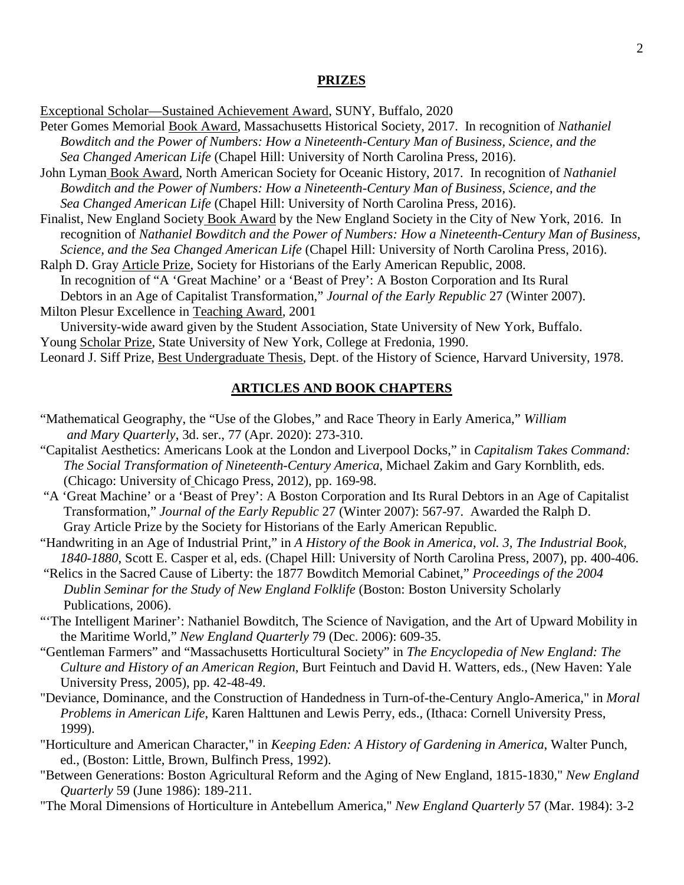## PRIZES

Exceptional Scholar—Sustained Achievement Award, SUNY, Buffalo, 2020

Peter Gomes Memorial Book Award, Massachusetts Historical Society, 2017. In recognition of *Nathaniel Bowditch and the Power of Numbers: How a Nineteenth-Century Man of Business, Science, and the Sea Changed American Life* (Chapel Hill: University of North Carolina Press, 2016).

John Lyman Book Award, North American Society for Oceanic History, 2017. In recognition of *Nathaniel Bowditch and the Power of Numbers: How a Nineteenth-Century Man of Business, Science, and the Sea Changed American Life* (Chapel Hill: University of North Carolina Press, 2016).

Finalist, New England Society Book Award by the New England Society in the City of New York, 2016. In recognition of *Nathaniel Bowditch and the Power of Numbers: How a Nineteenth-Century Man of Business, Science, and the Sea Changed American Life* (Chapel Hill: University of North Carolina Press, 2016).

Ralph D. Gray Article Prize, Society for Historians of the Early American Republic, 2008. In recognition of "A 'Great Machine' or a 'Beast of Prey': A Boston Corporation and Its Rural Debtors in an Age of Capitalist Transformation," *Journal of the Early Republic* 27 (Winter 2007).

Milton Plesur Excellence in Teaching Award, 2001
University-wide award given by the Student Association, State University of New York, Buffalo.

Young Scholar Prize, State University of New York, College at Fredonia, 1990.

Leonard J. Siff Prize, Best Undergraduate Thesis, Dept. of the History of Science, Harvard University, 1978.

## ARTICLES AND BOOK CHAPTERS

"Mathematical Geography, the "Use of the Globes," and Race Theory in Early America," *William and Mary Quarterly*, 3d. ser., 77 (Apr. 2020): 273-310.

"Capitalist Aesthetics: Americans Look at the London and Liverpool Docks," in *Capitalism Takes Command: The Social Transformation of Nineteenth-Century America*, Michael Zakim and Gary Kornblith, eds. (Chicago: University of Chicago Press, 2012), pp. 169-98.

"A 'Great Machine' or a 'Beast of Prey': A Boston Corporation and Its Rural Debtors in an Age of Capitalist Transformation," *Journal of the Early Republic* 27 (Winter 2007): 567-97. Awarded the Ralph D. Gray Article Prize by the Society for Historians of the Early American Republic.

"Handwriting in an Age of Industrial Print," in *A History of the Book in America, vol. 3, The Industrial Book, 1840-1880*, Scott E. Casper et al, eds. (Chapel Hill: University of North Carolina Press, 2007), pp. 400-406.

"Relics in the Sacred Cause of Liberty: the 1877 Bowditch Memorial Cabinet," *Proceedings of the 2004 Dublin Seminar for the Study of New England Folklife* (Boston: Boston University Scholarly Publications, 2006).

"'The Intelligent Mariner': Nathaniel Bowditch, The Science of Navigation, and the Art of Upward Mobility in the Maritime World," *New England Quarterly* 79 (Dec. 2006): 609-35.

"Gentleman Farmers" and "Massachusetts Horticultural Society" in *The Encyclopedia of New England: The Culture and History of an American Region*, Burt Feintuch and David H. Watters, eds., (New Haven: Yale University Press, 2005), pp. 42-48-49.

"Deviance, Dominance, and the Construction of Handedness in Turn-of-the-Century Anglo-America," in *Moral Problems in American Life*, Karen Halttunen and Lewis Perry, eds., (Ithaca: Cornell University Press, 1999).

"Horticulture and American Character," in *Keeping Eden: A History of Gardening in America*, Walter Punch, ed., (Boston: Little, Brown, Bulfinch Press, 1992).

"Between Generations: Boston Agricultural Reform and the Aging of New England, 1815-1830," *New England Quarterly* 59 (June 1986): 189-211.

"The Moral Dimensions of Horticulture in Antebellum America," *New England Quarterly* 57 (Mar. 1984): 3-2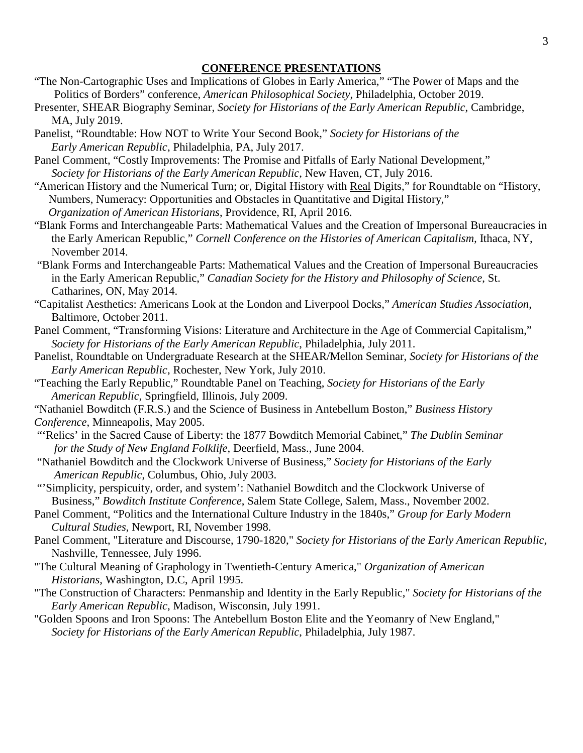## CONFERENCE PRESENTATIONS

"The Non-Cartographic Uses and Implications of Globes in Early America," "The Power of Maps and the Politics of Borders" conference, *American Philosophical Society*, Philadelphia, October 2019.

Presenter, SHEAR Biography Seminar, *Society for Historians of the Early American Republic*, Cambridge, MA, July 2019.

Panelist, "Roundtable: How NOT to Write Your Second Book," *Society for Historians of the Early American Republic*, Philadelphia, PA, July 2017.

Panel Comment, "Costly Improvements: The Promise and Pitfalls of Early National Development," *Society for Historians of the Early American Republic*, New Haven, CT, July 2016.

"American History and the Numerical Turn; or, Digital History with Real Digits," for Roundtable on "History, Numbers, Numeracy: Opportunities and Obstacles in Quantitative and Digital History," *Organization of American Historians*, Providence, RI, April 2016.

"Blank Forms and Interchangeable Parts: Mathematical Values and the Creation of Impersonal Bureaucracies in the Early American Republic," *Cornell Conference on the Histories of American Capitalism,* Ithaca, NY, November 2014.

"Blank Forms and Interchangeable Parts: Mathematical Values and the Creation of Impersonal Bureaucracies in the Early American Republic," *Canadian Society for the History and Philosophy of Science*, St. Catharines, ON, May 2014.

"Capitalist Aesthetics: Americans Look at the London and Liverpool Docks," *American Studies Association*, Baltimore, October 2011.

Panel Comment, "Transforming Visions: Literature and Architecture in the Age of Commercial Capitalism," *Society for Historians of the Early American Republic*, Philadelphia, July 2011.

Panelist, Roundtable on Undergraduate Research at the SHEAR/Mellon Seminar, *Society for Historians of the Early American Republic*, Rochester, New York, July 2010.

"Teaching the Early Republic," Roundtable Panel on Teaching, *Society for Historians of the Early American Republic*, Springfield, Illinois, July 2009.

"Nathaniel Bowditch (F.R.S.) and the Science of Business in Antebellum Boston," *Business History Conference*, Minneapolis, May 2005.

"'Relics' in the Sacred Cause of Liberty: the 1877 Bowditch Memorial Cabinet," *The Dublin Seminar for the Study of New England Folklife,* Deerfield, Mass., June 2004.

"Nathaniel Bowditch and the Clockwork Universe of Business," *Society for Historians of the Early American Republic*, Columbus, Ohio, July 2003.

"'Simplicity, perspicuity, order, and system': Nathaniel Bowditch and the Clockwork Universe of Business," *Bowditch Institute Conference*, Salem State College, Salem, Mass., November 2002.

Panel Comment, "Politics and the International Culture Industry in the 1840s," *Group for Early Modern Cultural Studies*, Newport, RI, November 1998.

Panel Comment, "Literature and Discourse, 1790-1820," *Society for Historians of the Early American Republic,* Nashville, Tennessee, July 1996.

"The Cultural Meaning of Graphology in Twentieth-Century America," *Organization of American Historians*, Washington, D.C, April 1995.

"The Construction of Characters: Penmanship and Identity in the Early Republic," *Society for Historians of the Early American Republic*, Madison, Wisconsin, July 1991.

"Golden Spoons and Iron Spoons: The Antebellum Boston Elite and the Yeomanry of New England," *Society for Historians of the Early American Republic*, Philadelphia, July 1987.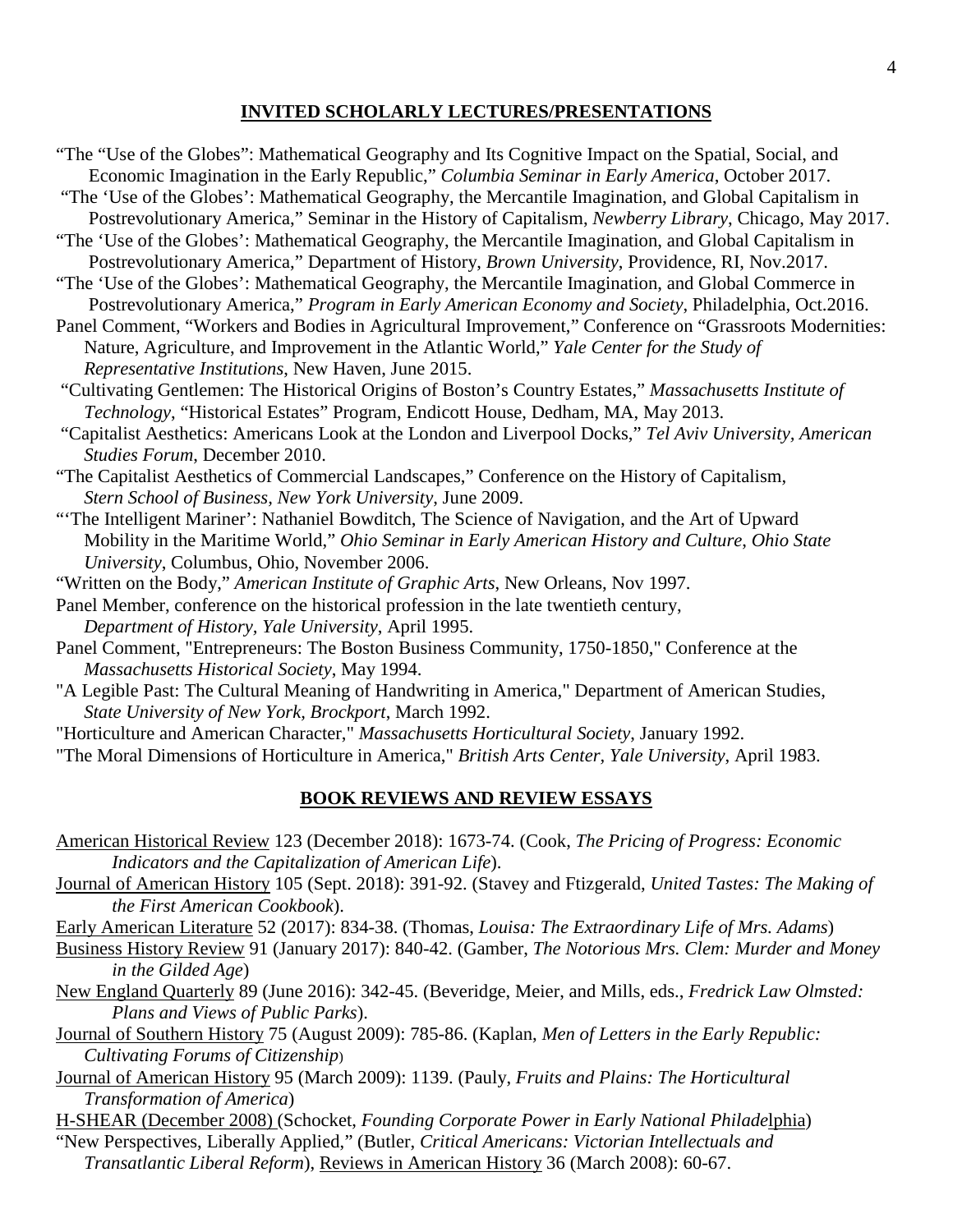## INVITED SCHOLARLY LECTURES/PRESENTATIONS

"The "Use of the Globes": Mathematical Geography and Its Cognitive Impact on the Spatial, Social, and Economic Imagination in the Early Republic," *Columbia Seminar in Early America*, October 2017.

"The 'Use of the Globes': Mathematical Geography, the Mercantile Imagination, and Global Capitalism in Postrevolutionary America," Seminar in the History of Capitalism, *Newberry Library*, Chicago, May 2017.

"The 'Use of the Globes': Mathematical Geography, the Mercantile Imagination, and Global Capitalism in Postrevolutionary America," Department of History, *Brown University*, Providence, RI, Nov.2017.

"The 'Use of the Globes': Mathematical Geography, the Mercantile Imagination, and Global Commerce in Postrevolutionary America," *Program in Early American Economy and Society*, Philadelphia, Oct.2016.

Panel Comment, "Workers and Bodies in Agricultural Improvement," Conference on "Grassroots Modernities: Nature, Agriculture, and Improvement in the Atlantic World," *Yale Center for the Study of Representative Institutions*, New Haven, June 2015.

"Cultivating Gentlemen: The Historical Origins of Boston's Country Estates," *Massachusetts Institute of Technology*, "Historical Estates" Program, Endicott House, Dedham, MA, May 2013.

"Capitalist Aesthetics: Americans Look at the London and Liverpool Docks," *Tel Aviv University, American Studies Forum*, December 2010.

"The Capitalist Aesthetics of Commercial Landscapes," Conference on the History of Capitalism, *Stern School of Business, New York University*, June 2009.

"'The Intelligent Mariner': Nathaniel Bowditch, The Science of Navigation, and the Art of Upward Mobility in the Maritime World," *Ohio Seminar in Early American History and Culture*, *Ohio State University*, Columbus, Ohio, November 2006.

"Written on the Body," *American Institute of Graphic Arts*, New Orleans, Nov 1997.

Panel Member, conference on the historical profession in the late twentieth century, *Department of History, Yale University*, April 1995.

Panel Comment, "Entrepreneurs: The Boston Business Community, 1750-1850," Conference at the *Massachusetts Historical Society*, May 1994.

"A Legible Past: The Cultural Meaning of Handwriting in America," Department of American Studies, *State University of New York, Brockport*, March 1992.

"Horticulture and American Character," *Massachusetts Horticultural Society*, January 1992.

"The Moral Dimensions of Horticulture in America," *British Arts Center, Yale University*, April 1983.

## BOOK REVIEWS AND REVIEW ESSAYS

American Historical Review 123 (December 2018): 1673-74. (Cook, *The Pricing of Progress: Economic Indicators and the Capitalization of American Life*).

Journal of American History 105 (Sept. 2018): 391-92. (Stavey and Ftizgerald, *United Tastes: The Making of the First American Cookbook*).

Early American Literature 52 (2017): 834-38. (Thomas, *Louisa: The Extraordinary Life of Mrs. Adams*)

Business History Review 91 (January 2017): 840-42. (Gamber, *The Notorious Mrs. Clem: Murder and Money in the Gilded Age*)

New England Quarterly 89 (June 2016): 342-45. (Beveridge, Meier, and Mills, eds., *Fredrick Law Olmsted: Plans and Views of Public Parks*).

Journal of Southern History 75 (August 2009): 785-86. (Kaplan, *Men of Letters in the Early Republic: Cultivating Forums of Citizenship*)

Journal of American History 95 (March 2009): 1139. (Pauly, *Fruits and Plains: The Horticultural Transformation of America*)

H-SHEAR (December 2008) (Schocket, *Founding Corporate Power in Early National Philadelphia*)

"New Perspectives, Liberally Applied," (Butler, *Critical Americans: Victorian Intellectuals and Transatlantic Liberal Reform*), Reviews in American History 36 (March 2008): 60-67.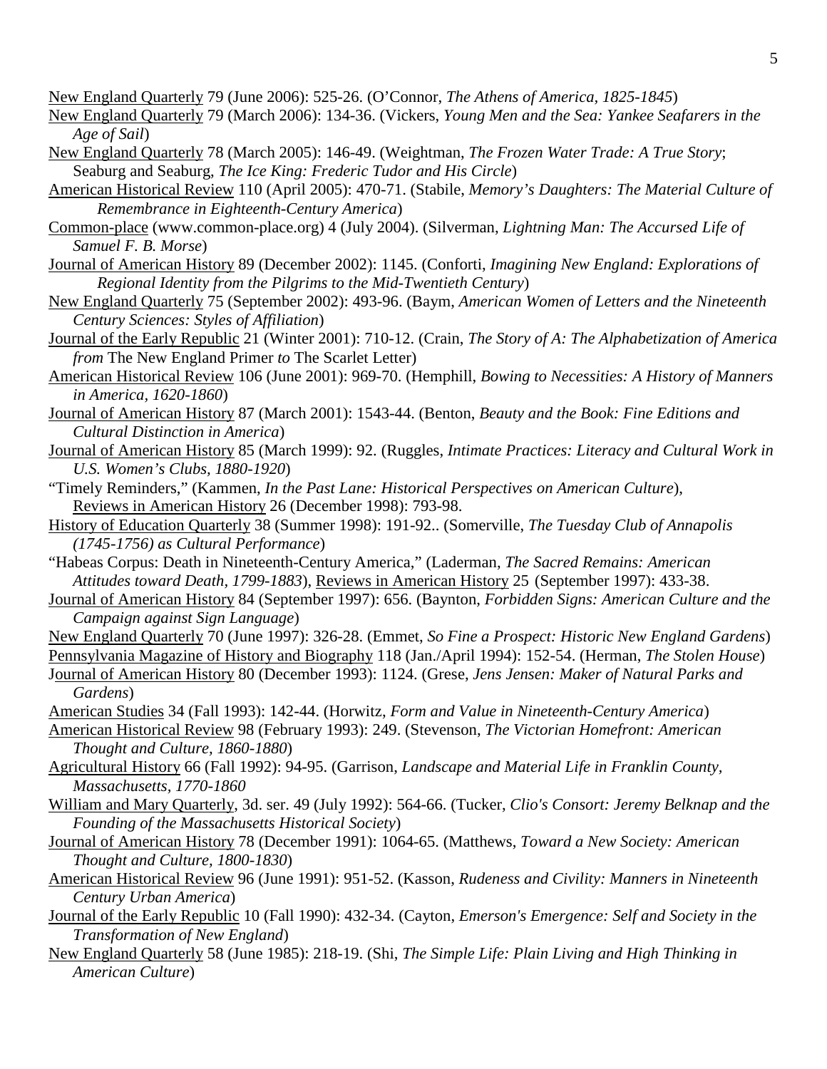New England Quarterly 79 (June 2006): 525-26. (O'Connor, *The Athens of America, 1825-1845*)

New England Quarterly 79 (March 2006): 134-36. (Vickers, *Young Men and the Sea: Yankee Seafarers in the Age of Sail*)

New England Quarterly 78 (March 2005): 146-49. (Weightman, *The Frozen Water Trade: A True Story*; Seaburg and Seaburg, *The Ice King: Frederic Tudor and His Circle*)

American Historical Review 110 (April 2005): 470-71. (Stabile, *Memory's Daughters: The Material Culture of Remembrance in Eighteenth-Century America*)

Common-place (www.common-place.org) 4 (July 2004). (Silverman, *Lightning Man: The Accursed Life of Samuel F. B. Morse*)

Journal of American History 89 (December 2002): 1145. (Conforti, *Imagining New England: Explorations of Regional Identity from the Pilgrims to the Mid-Twentieth Century*)

New England Quarterly 75 (September 2002): 493-96. (Baym, *American Women of Letters and the Nineteenth Century Sciences: Styles of Affiliation*)

Journal of the Early Republic 21 (Winter 2001): 710-12. (Crain, *The Story of A: The Alphabetization of America from* The New England Primer *to* The Scarlet Letter)

American Historical Review 106 (June 2001): 969-70. (Hemphill, *Bowing to Necessities: A History of Manners in America, 1620-1860*)

Journal of American History 87 (March 2001): 1543-44. (Benton, *Beauty and the Book: Fine Editions and Cultural Distinction in America*)

Journal of American History 85 (March 1999): 92. (Ruggles, *Intimate Practices: Literacy and Cultural Work in U.S. Women's Clubs, 1880-1920*)

"Timely Reminders," (Kammen, *In the Past Lane: Historical Perspectives on American Culture*), Reviews in American History 26 (December 1998): 793-98.

History of Education Quarterly 38 (Summer 1998): 191-92.. (Somerville, *The Tuesday Club of Annapolis (1745-1756) as Cultural Performance*)

"Habeas Corpus: Death in Nineteenth-Century America," (Laderman, *The Sacred Remains: American Attitudes toward Death, 1799-1883*), Reviews in American History 25 (September 1997): 433-38.

Journal of American History 84 (September 1997): 656. (Baynton, *Forbidden Signs: American Culture and the Campaign against Sign Language*)

New England Quarterly 70 (June 1997): 326-28. (Emmet, *So Fine a Prospect: Historic New England Gardens*)

Pennsylvania Magazine of History and Biography 118 (Jan./April 1994): 152-54. (Herman, *The Stolen House*)

Journal of American History 80 (December 1993): 1124. (Grese, *Jens Jensen: Maker of Natural Parks and Gardens*)

American Studies 34 (Fall 1993): 142-44. (Horwitz, *Form and Value in Nineteenth-Century America*)

American Historical Review 98 (February 1993): 249. (Stevenson, *The Victorian Homefront: American Thought and Culture, 1860-1880*)

Agricultural History 66 (Fall 1992): 94-95. (Garrison, *Landscape and Material Life in Franklin County, Massachusetts, 1770-1860*

William and Mary Quarterly, 3d. ser. 49 (July 1992): 564-66. (Tucker, *Clio's Consort: Jeremy Belknap and the Founding of the Massachusetts Historical Society*)

Journal of American History 78 (December 1991): 1064-65. (Matthews, *Toward a New Society: American Thought and Culture, 1800-1830*)

American Historical Review 96 (June 1991): 951-52. (Kasson, *Rudeness and Civility: Manners in Nineteenth Century Urban America*)

Journal of the Early Republic 10 (Fall 1990): 432-34. (Cayton, *Emerson's Emergence: Self and Society in the Transformation of New England*)

New England Quarterly 58 (June 1985): 218-19. (Shi, *The Simple Life: Plain Living and High Thinking in American Culture*)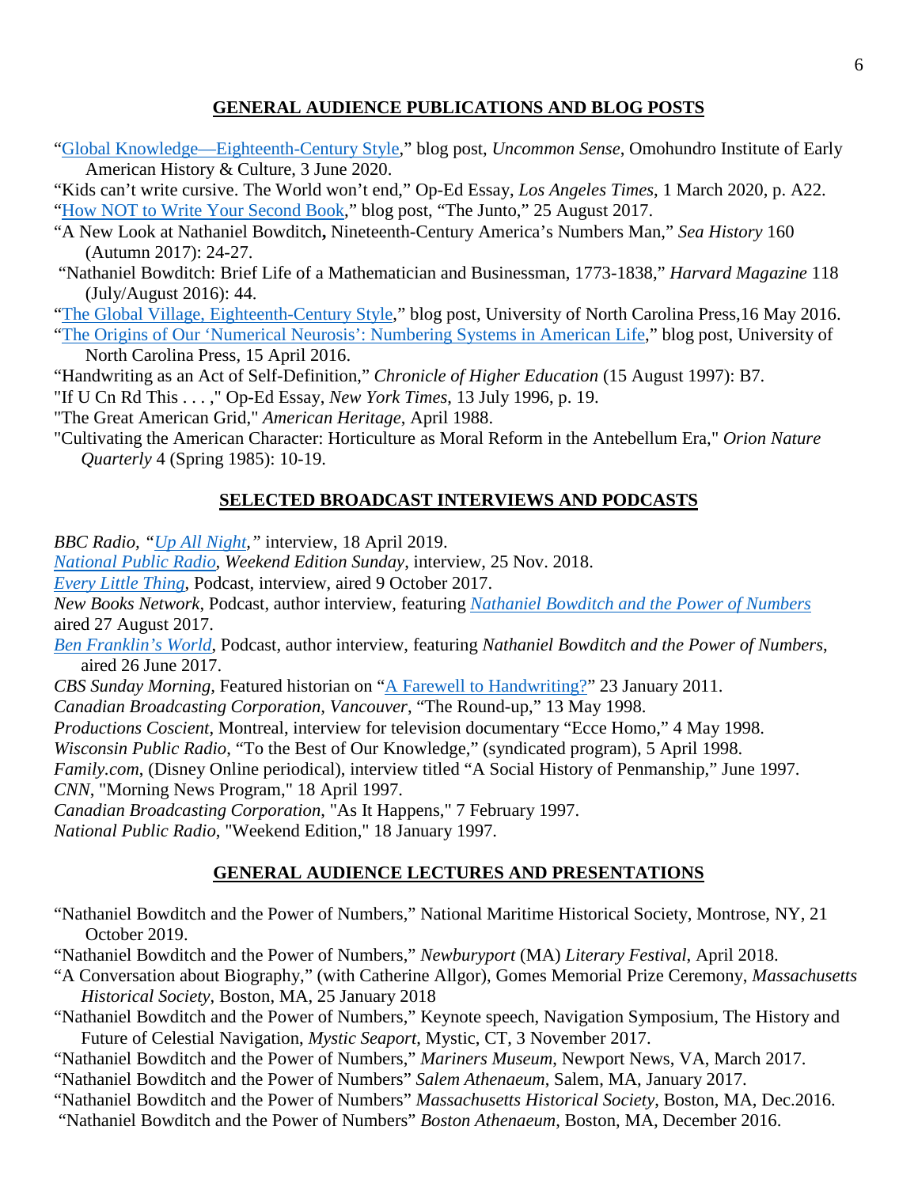## GENERAL AUDIENCE PUBLICATIONS AND BLOG POSTS

"Global Knowledge—Eighteenth-Century Style," blog post, *Uncommon Sense*, Omohundro Institute of Early American History & Culture, 3 June 2020.

"Kids can't write cursive. The World won't end," Op-Ed Essay, *Los Angeles Times*, 1 March 2020, p. A22.

"How NOT to Write Your Second Book," blog post, "The Junto," 25 August 2017.

"A New Look at Nathaniel Bowditch**,** Nineteenth-Century America's Numbers Man," *Sea History* 160 (Autumn 2017): 24-27.

"Nathaniel Bowditch: Brief Life of a Mathematician and Businessman, 1773-1838," *Harvard Magazine* 118 (July/August 2016): 44.

"The Global Village, Eighteenth-Century Style," blog post, University of North Carolina Press,16 May 2016.

"The Origins of Our 'Numerical Neurosis': Numbering Systems in American Life," blog post, University of North Carolina Press, 15 April 2016.

"Handwriting as an Act of Self-Definition," *Chronicle of Higher Education* (15 August 1997): B7.

"If U Cn Rd This . . . ," Op-Ed Essay, *New York Times*, 13 July 1996, p. 19.

"The Great American Grid," *American Heritage*, April 1988.

"Cultivating the American Character: Horticulture as Moral Reform in the Antebellum Era," *Orion Nature Quarterly* 4 (Spring 1985): 10-19.

## SELECTED BROADCAST INTERVIEWS AND PODCASTS

*BBC Radio, "Up All Night,"* interview, 18 April 2019.

*National Public Radio*, ***Weekend Edition Sunday***, interview, 25 Nov. 2018.

*Every Little Thing*, Podcast, interview, aired 9 October 2017.

*New Books Network*, Podcast, author interview, featuring *Nathaniel Bowditch and the Power of Numbers* aired 27 August 2017.

*Ben Franklin's World*, Podcast, author interview, featuring *Nathaniel Bowditch and the Power of Numbers*, aired 26 June 2017.

*CBS Sunday Morning,* Featured historian on "A Farewell to Handwriting?" 23 January 2011.

*Canadian Broadcasting Corporation, Vancouver*, "The Round-up," 13 May 1998.

*Productions Coscient*, Montreal, interview for television documentary "Ecce Homo," 4 May 1998.

*Wisconsin Public Radio*, "To the Best of Our Knowledge," (syndicated program), 5 April 1998.

*Family.com*, (Disney Online periodical), interview titled "A Social History of Penmanship," June 1997.

*CNN*, "Morning News Program," 18 April 1997.

*Canadian Broadcasting Corporation*, "As It Happens," 7 February 1997.

*National Public Radio*, "Weekend Edition," 18 January 1997.

## GENERAL AUDIENCE LECTURES AND PRESENTATIONS

"Nathaniel Bowditch and the Power of Numbers," National Maritime Historical Society, Montrose, NY, 21 October 2019.

"Nathaniel Bowditch and the Power of Numbers," *Newburyport* (MA) *Literary Festival*, April 2018.

"A Conversation about Biography," (with Catherine Allgor), Gomes Memorial Prize Ceremony, *Massachusetts Historical Society*, Boston, MA, 25 January 2018

"Nathaniel Bowditch and the Power of Numbers," Keynote speech, Navigation Symposium, The History and Future of Celestial Navigation, *Mystic Seaport*, Mystic, CT, 3 November 2017.

"Nathaniel Bowditch and the Power of Numbers," *Mariners Museum*, Newport News, VA, March 2017.

"Nathaniel Bowditch and the Power of Numbers" *Salem Athenaeum*, Salem, MA, January 2017.

"Nathaniel Bowditch and the Power of Numbers" *Massachusetts Historical Society*, Boston, MA, Dec.2016.

"Nathaniel Bowditch and the Power of Numbers" *Boston Athenaeum*, Boston, MA, December 2016.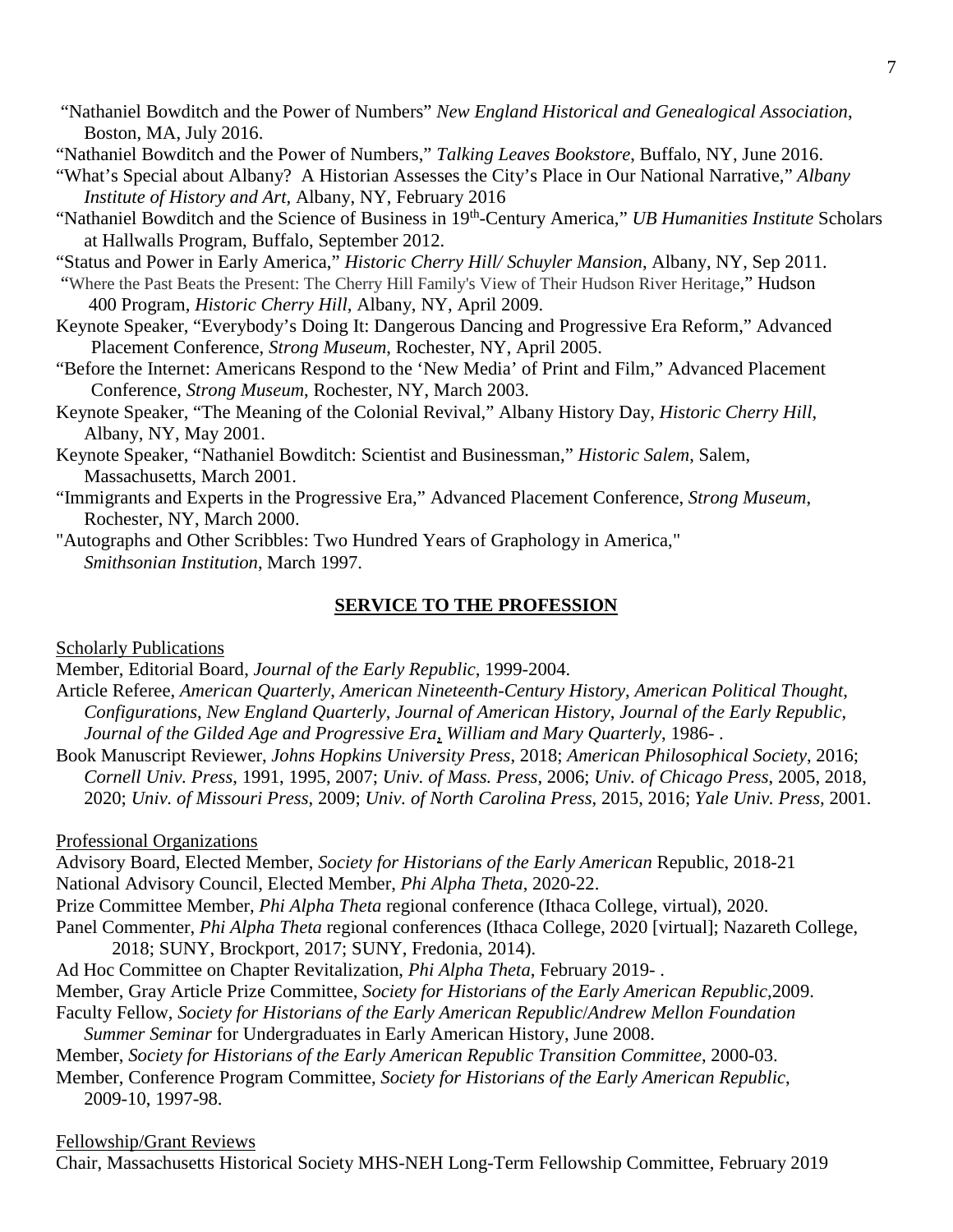"Nathaniel Bowditch and the Power of Numbers" *New England Historical and Genealogical Association*, Boston, MA, July 2016.

"Nathaniel Bowditch and the Power of Numbers," *Talking Leaves Bookstore*, Buffalo, NY, June 2016.

"What's Special about Albany? A Historian Assesses the City's Place in Our National Narrative," *Albany Institute of History and Art*, Albany, NY, February 2016

"Nathaniel Bowditch and the Science of Business in 19th-Century America," *UB Humanities Institute* Scholars at Hallwalls Program, Buffalo, September 2012.

"Status and Power in Early America," *Historic Cherry Hill/ Schuyler Mansion*, Albany, NY, Sep 2011.

"Where the Past Beats the Present: The Cherry Hill Family's View of Their Hudson River Heritage," Hudson 400 Program, *Historic Cherry Hill*, Albany, NY, April 2009.

Keynote Speaker, "Everybody's Doing It: Dangerous Dancing and Progressive Era Reform," Advanced Placement Conference, *Strong Museum*, Rochester, NY, April 2005.

"Before the Internet: Americans Respond to the 'New Media' of Print and Film," Advanced Placement Conference, *Strong Museum*, Rochester, NY, March 2003.

Keynote Speaker, "The Meaning of the Colonial Revival," Albany History Day, *Historic Cherry Hill*, Albany, NY, May 2001.

Keynote Speaker, "Nathaniel Bowditch: Scientist and Businessman," *Historic Salem*, Salem, Massachusetts, March 2001.

"Immigrants and Experts in the Progressive Era," Advanced Placement Conference, *Strong Museum*, Rochester, NY, March 2000.

"Autographs and Other Scribbles: Two Hundred Years of Graphology in America," *Smithsonian Institution*, March 1997.

## SERVICE TO THE PROFESSION

Scholarly Publications

Member, Editorial Board, *Journal of the Early Republic*, 1999-2004.

Article Referee, *American Quarterly*, *American Nineteenth-Century History*, *American Political Thought*, *Configurations*, *New England Quarterly*, *Journal of American History*, *Journal of the Early Republic*, *Journal of the Gilded Age and Progressive Era*, *William and Mary Quarterly*, 1986- .

Book Manuscript Reviewer, *Johns Hopkins University Press*, 2018; *American Philosophical Society*, 2016; *Cornell Univ. Press*, 1991, 1995, 2007; *Univ. of Mass. Press*, 2006; *Univ. of Chicago Press*, 2005, 2018, 2020; *Univ. of Missouri Press*, 2009; *Univ. of North Carolina Press*, 2015, 2016; *Yale Univ. Press*, 2001.

Professional Organizations

Advisory Board, Elected Member, *Society for Historians of the Early American* Republic, 2018-21

National Advisory Council, Elected Member, *Phi Alpha Theta*, 2020-22.

Prize Committee Member, *Phi Alpha Theta* regional conference (Ithaca College, virtual), 2020.

Panel Commenter, *Phi Alpha Theta* regional conferences (Ithaca College, 2020 [virtual]; Nazareth College, 2018; SUNY, Brockport, 2017; SUNY, Fredonia, 2014).

Ad Hoc Committee on Chapter Revitalization, *Phi Alpha Theta*, February 2019- .

Member, Gray Article Prize Committee, *Society for Historians of the Early American Republic*,2009.

Faculty Fellow, *Society for Historians of the Early American Republic*/*Andrew Mellon Foundation Summer Seminar* for Undergraduates in Early American History, June 2008.

Member, *Society for Historians of the Early American Republic Transition Committee*, 2000-03.

Member, Conference Program Committee, *Society for Historians of the Early American Republic*, 2009-10, 1997-98.

Fellowship/Grant Reviews

Chair, Massachusetts Historical Society MHS-NEH Long-Term Fellowship Committee, February 2019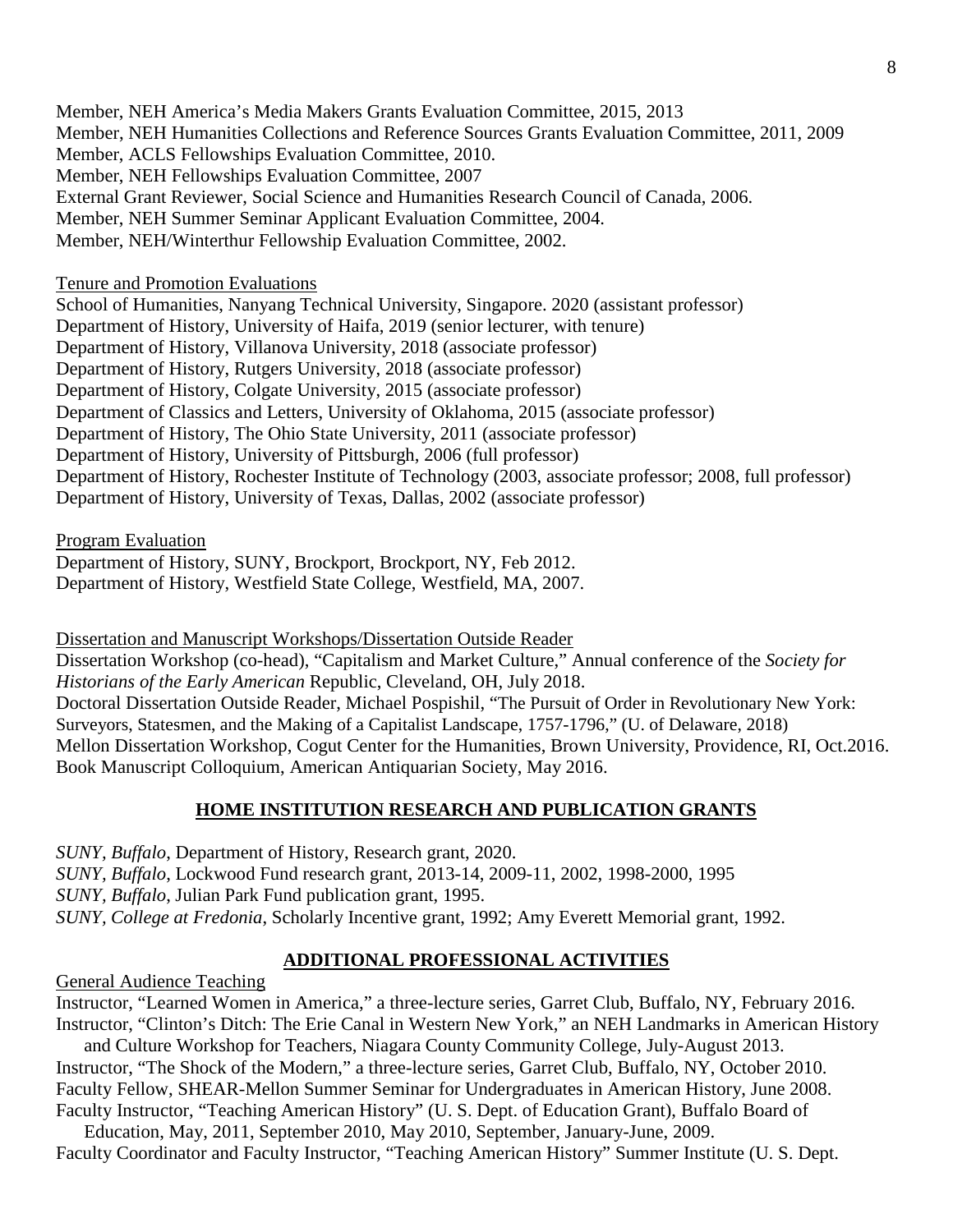Member, NEH America's Media Makers Grants Evaluation Committee, 2015, 2013
Member, NEH Humanities Collections and Reference Sources Grants Evaluation Committee, 2011, 2009
Member, ACLS Fellowships Evaluation Committee, 2010.
Member, NEH Fellowships Evaluation Committee, 2007
External Grant Reviewer, Social Science and Humanities Research Council of Canada, 2006.
Member, NEH Summer Seminar Applicant Evaluation Committee, 2004.
Member, NEH/Winterthur Fellowship Evaluation Committee, 2002.

<u>Tenure and Promotion Evaluations</u>

School of Humanities, Nanyang Technical University, Singapore. 2020 (assistant professor)
Department of History, University of Haifa, 2019 (senior lecturer, with tenure)
Department of History, Villanova University, 2018 (associate professor)
Department of History, Rutgers University, 2018 (associate professor)
Department of History, Colgate University, 2015 (associate professor)
Department of Classics and Letters, University of Oklahoma, 2015 (associate professor)
Department of History, The Ohio State University, 2011 (associate professor)
Department of History, University of Pittsburgh, 2006 (full professor)
Department of History, Rochester Institute of Technology (2003, associate professor; 2008, full professor)
Department of History, University of Texas, Dallas, 2002 (associate professor)

<u>Program Evaluation</u>

Department of History, SUNY, Brockport, Brockport, NY, Feb 2012.
Department of History, Westfield State College, Westfield, MA, 2007.

<u>Dissertation and Manuscript Workshops/Dissertation Outside Reader</u>

Dissertation Workshop (co-head), "Capitalism and Market Culture," Annual conference of the *Society for Historians of the Early American* Republic, Cleveland, OH, July 2018.
Doctoral Dissertation Outside Reader, Michael Pospishil, "The Pursuit of Order in Revolutionary New York: Surveyors, Statesmen, and the Making of a Capitalist Landscape, 1757-1796," (U. of Delaware, 2018)
Mellon Dissertation Workshop, Cogut Center for the Humanities, Brown University, Providence, RI, Oct.2016.
Book Manuscript Colloquium, American Antiquarian Society, May 2016.

## **HOME INSTITUTION RESEARCH AND PUBLICATION GRANTS**

*SUNY, Buffalo*, Department of History, Research grant, 2020.
*SUNY, Buffalo*, Lockwood Fund research grant, 2013-14, 2009-11, 2002, 1998-2000, 1995
*SUNY, Buffalo*, Julian Park Fund publication grant, 1995.
*SUNY, College at Fredonia*, Scholarly Incentive grant, 1992; Amy Everett Memorial grant, 1992.

## **ADDITIONAL PROFESSIONAL ACTIVITIES**

<u>General Audience Teaching</u>

Instructor, "Learned Women in America," a three-lecture series, Garret Club, Buffalo, NY, February 2016.
Instructor, "Clinton's Ditch: The Erie Canal in Western New York," an NEH Landmarks in American History and Culture Workshop for Teachers, Niagara County Community College, July-August 2013.
Instructor, "The Shock of the Modern," a three-lecture series, Garret Club, Buffalo, NY, October 2010.
Faculty Fellow, SHEAR-Mellon Summer Seminar for Undergraduates in American History, June 2008.
Faculty Instructor, "Teaching American History" (U. S. Dept. of Education Grant), Buffalo Board of Education, May, 2011, September 2010, May 2010, September, January-June, 2009.
Faculty Coordinator and Faculty Instructor, "Teaching American History" Summer Institute (U. S. Dept.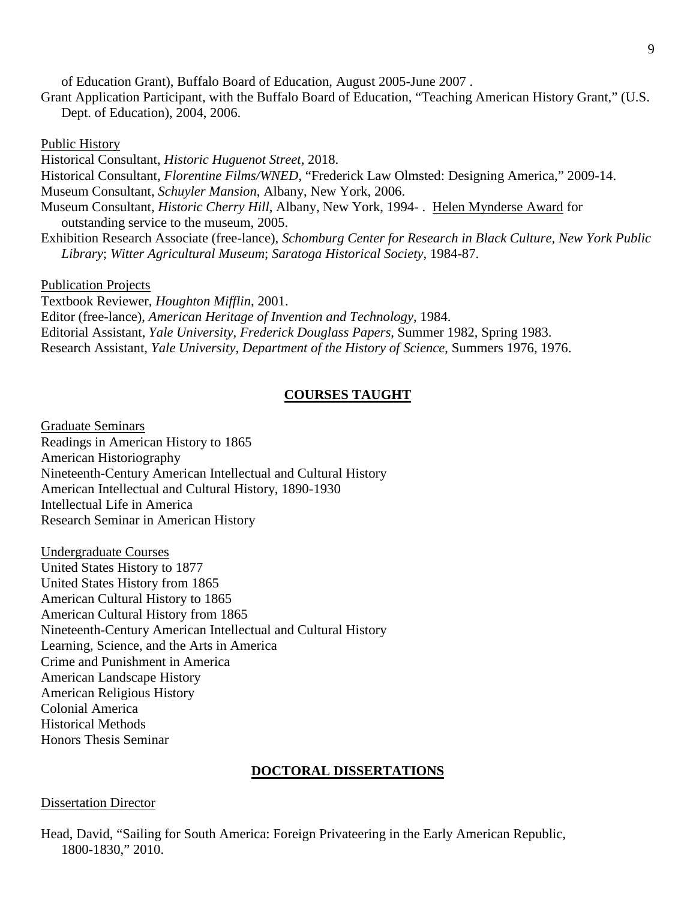of Education Grant), Buffalo Board of Education, August 2005-June 2007 .

Grant Application Participant, with the Buffalo Board of Education, "Teaching American History Grant," (U.S. Dept. of Education), 2004, 2006.

Public History

Historical Consultant, *Historic Huguenot Street*, 2018.

Historical Consultant, *Florentine Films/WNED*, "Frederick Law Olmsted: Designing America," 2009-14.

Museum Consultant, *Schuyler Mansion*, Albany, New York, 2006.

Museum Consultant, *Historic Cherry Hill*, Albany, New York, 1994- . Helen Mynderse Award for outstanding service to the museum, 2005.

Exhibition Research Associate (free-lance), *Schomburg Center for Research in Black Culture, New York Public Library*; *Witter Agricultural Museum*; *Saratoga Historical Society*, 1984-87.

Publication Projects

Textbook Reviewer, *Houghton Mifflin*, 2001.

Editor (free-lance), *American Heritage of Invention and Technology*, 1984.

Editorial Assistant, *Yale University, Frederick Douglass Papers*, Summer 1982, Spring 1983.

Research Assistant, *Yale University, Department of the History of Science*, Summers 1976, 1976.

## COURSES TAUGHT

Graduate Seminars

Readings in American History to 1865
American Historiography
Nineteenth-Century American Intellectual and Cultural History
American Intellectual and Cultural History, 1890-1930
Intellectual Life in America
Research Seminar in American History

Undergraduate Courses

United States History to 1877
United States History from 1865
American Cultural History to 1865
American Cultural History from 1865
Nineteenth-Century American Intellectual and Cultural History
Learning, Science, and the Arts in America
Crime and Punishment in America
American Landscape History
American Religious History
Colonial America
Historical Methods
Honors Thesis Seminar

## DOCTORAL DISSERTATIONS

Dissertation Director

Head, David, "Sailing for South America: Foreign Privateering in the Early American Republic, 1800-1830," 2010.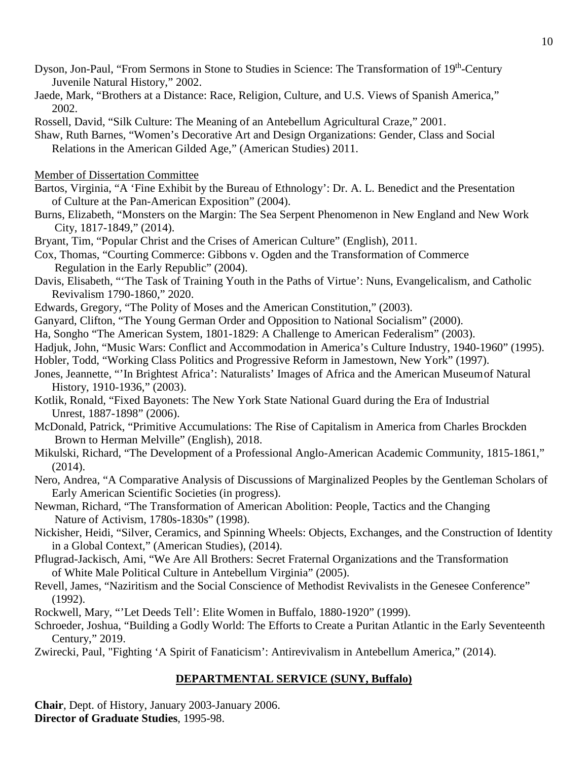Dyson, Jon-Paul, "From Sermons in Stone to Studies in Science: The Transformation of 19th-Century Juvenile Natural History," 2002.

Jaede, Mark, "Brothers at a Distance: Race, Religion, Culture, and U.S. Views of Spanish America," 2002.

Rossell, David, "Silk Culture: The Meaning of an Antebellum Agricultural Craze," 2001.

Shaw, Ruth Barnes, "Women's Decorative Art and Design Organizations: Gender, Class and Social Relations in the American Gilded Age," (American Studies) 2011.

<u>Member of Dissertation Committee</u>

Bartos, Virginia, "A 'Fine Exhibit by the Bureau of Ethnology': Dr. A. L. Benedict and the Presentation of Culture at the Pan-American Exposition" (2004).

Burns, Elizabeth, "Monsters on the Margin: The Sea Serpent Phenomenon in New England and New Work City, 1817-1849," (2014).

Bryant, Tim, "Popular Christ and the Crises of American Culture" (English), 2011.

Cox, Thomas, "Courting Commerce: Gibbons v. Ogden and the Transformation of Commerce Regulation in the Early Republic" (2004).

Davis, Elisabeth, "'The Task of Training Youth in the Paths of Virtue': Nuns, Evangelicalism, and Catholic Revivalism 1790-1860," 2020.

Edwards, Gregory, "The Polity of Moses and the American Constitution," (2003).

Ganyard, Clifton, "The Young German Order and Opposition to National Socialism" (2000).

Ha, Songho "The American System, 1801-1829: A Challenge to American Federalism" (2003).

Hadjuk, John, "Music Wars: Conflict and Accommodation in America's Culture Industry, 1940-1960" (1995).

Hobler, Todd, "Working Class Politics and Progressive Reform in Jamestown, New York" (1997).

Jones, Jeannette, "'In Brightest Africa': Naturalists' Images of Africa and the American Museum of Natural History, 1910-1936," (2003).

Kotlik, Ronald, "Fixed Bayonets: The New York State National Guard during the Era of Industrial Unrest, 1887-1898" (2006).

McDonald, Patrick, "Primitive Accumulations: The Rise of Capitalism in America from Charles Brockden Brown to Herman Melville" (English), 2018.

Mikulski, Richard, "The Development of a Professional Anglo-American Academic Community, 1815-1861," (2014).

Nero, Andrea, "A Comparative Analysis of Discussions of Marginalized Peoples by the Gentleman Scholars of Early American Scientific Societies (in progress).

Newman, Richard, "The Transformation of American Abolition: People, Tactics and the Changing Nature of Activism, 1780s-1830s" (1998).

Nickisher, Heidi, "Silver, Ceramics, and Spinning Wheels: Objects, Exchanges, and the Construction of Identity in a Global Context," (American Studies), (2014).

Pflugrad-Jackisch, Ami, "We Are All Brothers: Secret Fraternal Organizations and the Transformation of White Male Political Culture in Antebellum Virginia" (2005).

Revell, James, "Naziritism and the Social Conscience of Methodist Revivalists in the Genesee Conference" (1992).

Rockwell, Mary, "'Let Deeds Tell': Elite Women in Buffalo, 1880-1920" (1999).

Schroeder, Joshua, "Building a Godly World: The Efforts to Create a Puritan Atlantic in the Early Seventeenth Century," 2019.

Zwirecki, Paul, "Fighting 'A Spirit of Fanaticism': Antirevivalism in Antebellum America," (2014).

## DEPARTMENTAL SERVICE (SUNY, Buffalo)

**Chair**, Dept. of History, January 2003-January 2006.
**Director of Graduate Studies**, 1995-98.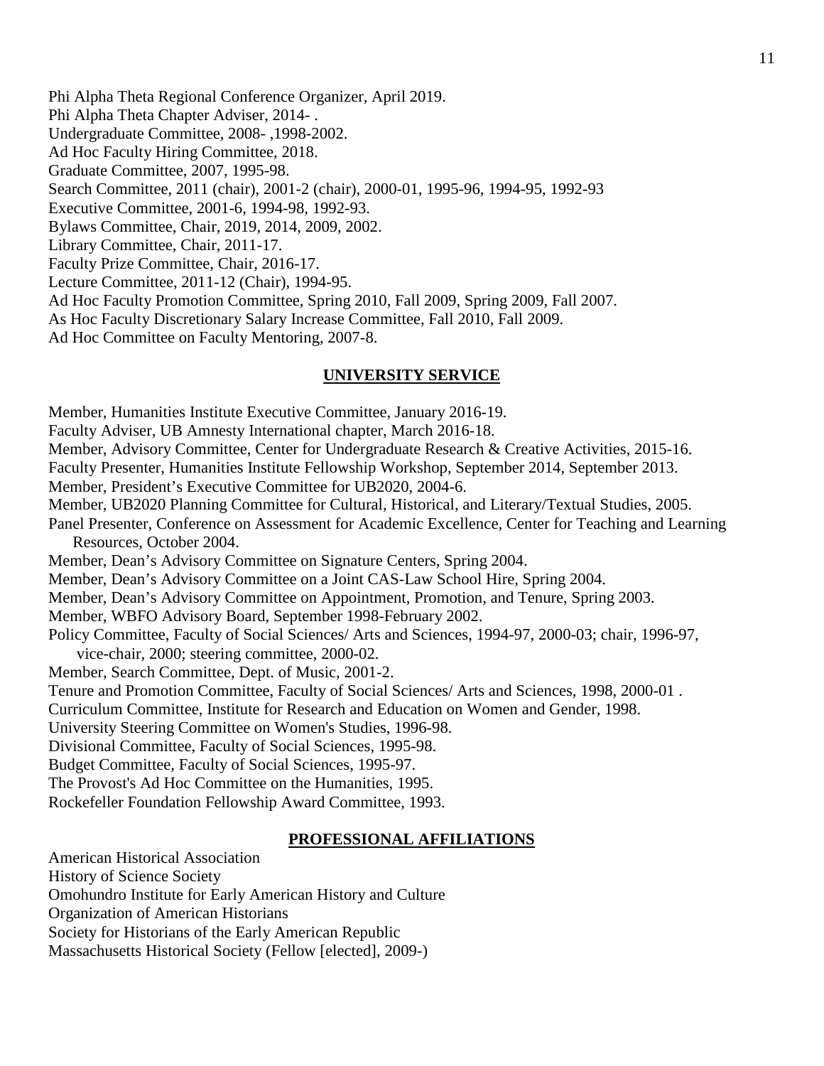Phi Alpha Theta Regional Conference Organizer, April 2019.
Phi Alpha Theta Chapter Adviser, 2014- .
Undergraduate Committee, 2008- ,1998-2002.
Ad Hoc Faculty Hiring Committee, 2018.
Graduate Committee, 2007, 1995-98.
Search Committee, 2011 (chair), 2001-2 (chair), 2000-01, 1995-96, 1994-95, 1992-93
Executive Committee, 2001-6, 1994-98, 1992-93.
Bylaws Committee, Chair, 2019, 2014, 2009, 2002.
Library Committee, Chair, 2011-17.
Faculty Prize Committee, Chair, 2016-17.
Lecture Committee, 2011-12 (Chair), 1994-95.
Ad Hoc Faculty Promotion Committee, Spring 2010, Fall 2009, Spring 2009, Fall 2007.
As Hoc Faculty Discretionary Salary Increase Committee, Fall 2010, Fall 2009.
Ad Hoc Committee on Faculty Mentoring, 2007-8.

## UNIVERSITY SERVICE

Member, Humanities Institute Executive Committee, January 2016-19.
Faculty Adviser, UB Amnesty International chapter, March 2016-18.
Member, Advisory Committee, Center for Undergraduate Research & Creative Activities, 2015-16.
Faculty Presenter, Humanities Institute Fellowship Workshop, September 2014, September 2013.
Member, President's Executive Committee for UB2020, 2004-6.
Member, UB2020 Planning Committee for Cultural, Historical, and Literary/Textual Studies, 2005.
Panel Presenter, Conference on Assessment for Academic Excellence, Center for Teaching and Learning Resources, October 2004.
Member, Dean's Advisory Committee on Signature Centers, Spring 2004.
Member, Dean's Advisory Committee on a Joint CAS-Law School Hire, Spring 2004.
Member, Dean's Advisory Committee on Appointment, Promotion, and Tenure, Spring 2003.
Member, WBFO Advisory Board, September 1998-February 2002.
Policy Committee, Faculty of Social Sciences/ Arts and Sciences, 1994-97, 2000-03; chair, 1996-97, vice-chair, 2000; steering committee, 2000-02.
Member, Search Committee, Dept. of Music, 2001-2.
Tenure and Promotion Committee, Faculty of Social Sciences/ Arts and Sciences, 1998, 2000-01 .
Curriculum Committee, Institute for Research and Education on Women and Gender, 1998.
University Steering Committee on Women's Studies, 1996-98.
Divisional Committee, Faculty of Social Sciences, 1995-98.
Budget Committee, Faculty of Social Sciences, 1995-97.
The Provost's Ad Hoc Committee on the Humanities, 1995.
Rockefeller Foundation Fellowship Award Committee, 1993.

## PROFESSIONAL AFFILIATIONS

American Historical Association
History of Science Society
Omohundro Institute for Early American History and Culture
Organization of American Historians
Society for Historians of the Early American Republic
Massachusetts Historical Society (Fellow [elected], 2009-)